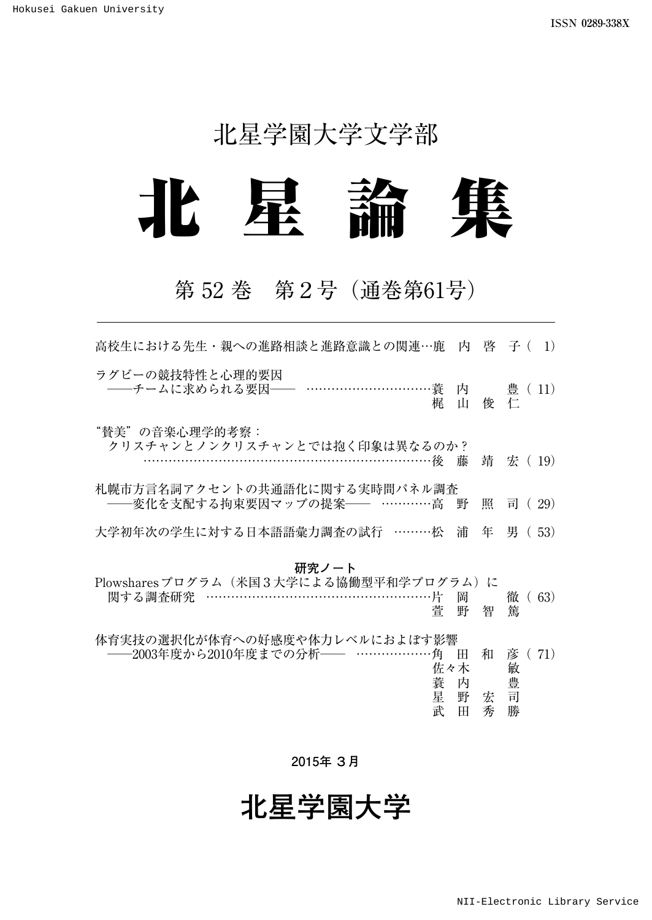ISSN 0289-338X

北星学園大学文学部

# 北 星 論 集

## 第 52 巻　第 2 号（通巻第61号）

---

高校生における先生・親への進路相談と進路意識との関連…鹿　内　啓　子（ 1）

ラグビーの競技特性と心理的要因
——チームに求められる要因——　…………………………蓑　内　　豊（ 11）
梶　山　俊　仁

“賛美”の音楽心理学的考察：
クリスチャンとノンクリスチャンとでは抱く印象は異なるのか？
…………………………………………………………………後　藤　靖　宏（ 19）

札幌市方言名詞アクセントの共通語化に関する実時間パネル調査
——変化を支配する拘束要因マップの提案——　…………高　野　照　司（ 29）

大学初年次の学生に対する日本語語彙力調査の試行　………松　浦　年　男（ 53）

研究ノート

Plowsharesプログラム（米国３大学による協働型平和学プログラム）に
関する調査研究　…………………………………………………片　岡　　徹（ 63）
萱　野　智　篤

体育実技の選択化が体育への好感度や体力レベルにおよぼす影響
——2003年度から2010年度までの分析——　………………角　田　和　彦（ 71）
佐々木　　敏
蓑　内　　豊
星　野　宏　司
武　田　秀　勝

2015年 3月

北星学園大学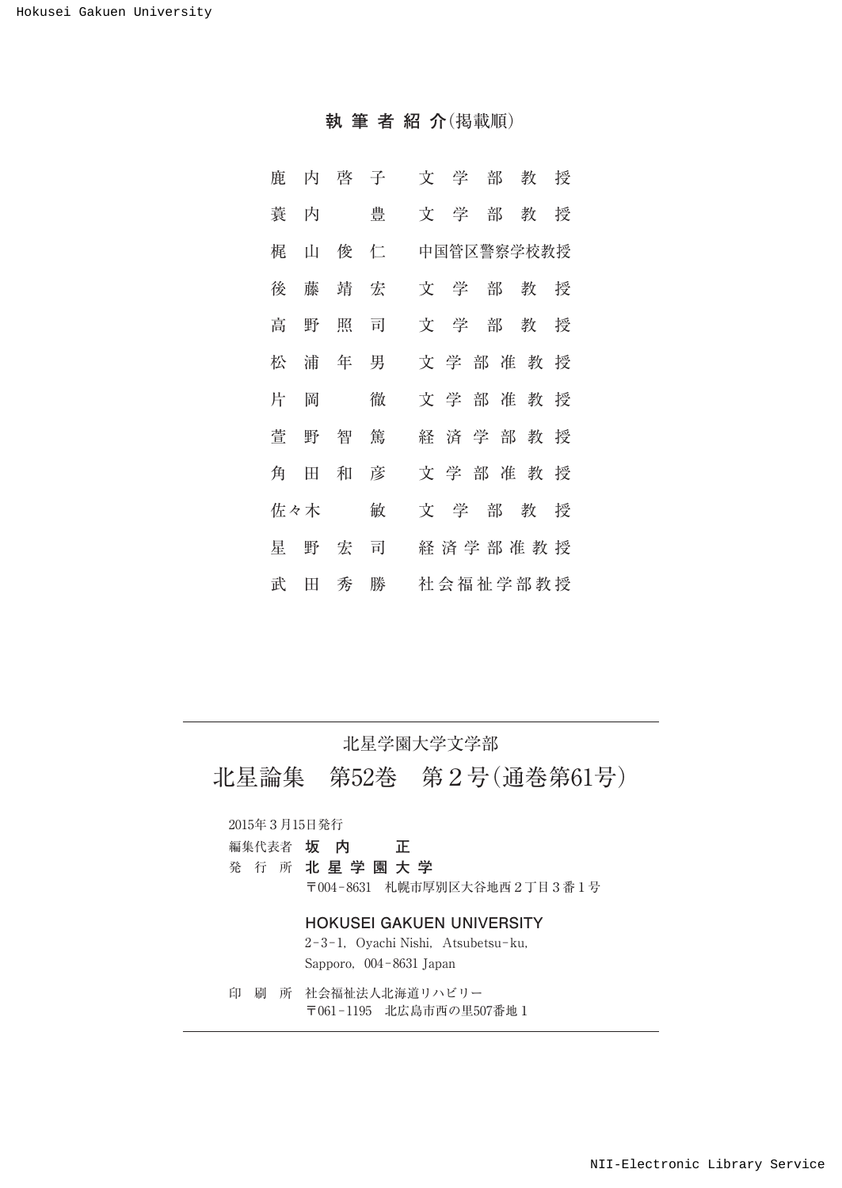## 執筆者紹介（掲載順）

| | |
|---|---|
| 鹿内啓子 | 文学部教授 |
| 蓑内　豊 | 文学部教授 |
| 梶山俊仁 | 中国管区警察学校教授 |
| 後藤靖宏 | 文学部教授 |
| 高野照司 | 文学部教授 |
| 松浦年男 | 文学部准教授 |
| 片岡　徹 | 文学部准教授 |
| 萱野智篤 | 経済学部教授 |
| 角田和彦 | 文学部准教授 |
| 佐々木　敏 | 文学部教授 |
| 星野宏司 | 経済学部准教授 |
| 武田秀勝 | 社会福祉学部教授 |

---

北星学園大学文学部

# 北星論集　第52巻　第２号（通巻第61号）

2015年３月15日発行

編集代表者　**坂内　正**

発 行 所　**北星学園大学**

〒004-8631　札幌市厚別区大谷地西２丁目３番１号

**HOKUSEI GAKUEN UNIVERSITY**

2-3-1, Oyachi Nishi, Atsubetsu-ku,
Sapporo, 004-8631 Japan

印 刷 所　社会福祉法人北海道リハビリー

〒061-1195　北広島市西の里507番地１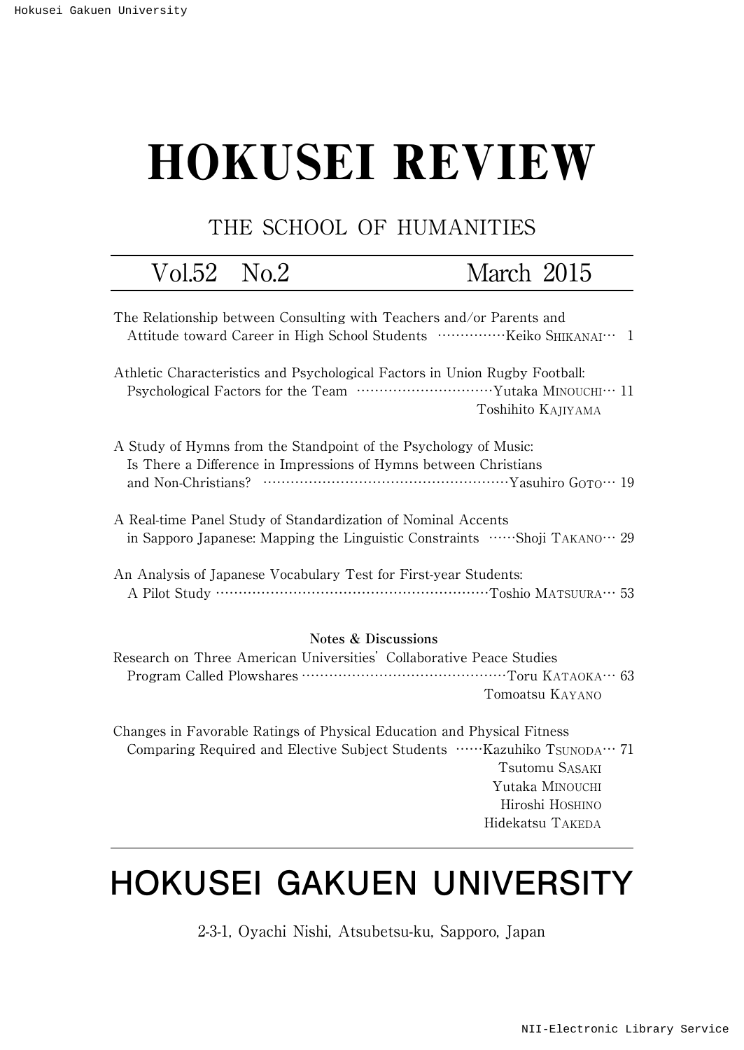# HOKUSEI REVIEW

## THE SCHOOL OF HUMANITIES

Vol.52 No.2 March 2015

The Relationship between Consulting with Teachers and/or Parents and Attitude toward Career in High School Students ……………Keiko SHIKANAI… 1

Athletic Characteristics and Psychological Factors in Union Rugby Football: Psychological Factors for the Team …………………………Yutaka MINOUCHI… 11
Toshihito KAJIYAMA

A Study of Hymns from the Standpoint of the Psychology of Music: Is There a Difference in Impressions of Hymns between Christians and Non-Christians? ………………………………………………Yasuhiro GOTO… 19

A Real-time Panel Study of Standardization of Nominal Accents in Sapporo Japanese: Mapping the Linguistic Constraints ……Shoji TAKANO… 29

An Analysis of Japanese Vocabulary Test for First-year Students: A Pilot Study ……………………………………………………Toshio MATSUURA… 53

**Notes & Discussions**

Research on Three American Universities' Collaborative Peace Studies Program Called Plowshares ……………………………………Toru KATAOKA… 63
Tomoatsu KAYANO

Changes in Favorable Ratings of Physical Education and Physical Fitness Comparing Required and Elective Subject Students ……Kazuhiko TSUNODA… 71
Tsutomu SASAKI
Yutaka MINOUCHI
Hiroshi HOSHINO
Hidekatsu TAKEDA

# HOKUSEI GAKUEN UNIVERSITY

2-3-1, Oyachi Nishi, Atsubetsu-ku, Sapporo, Japan